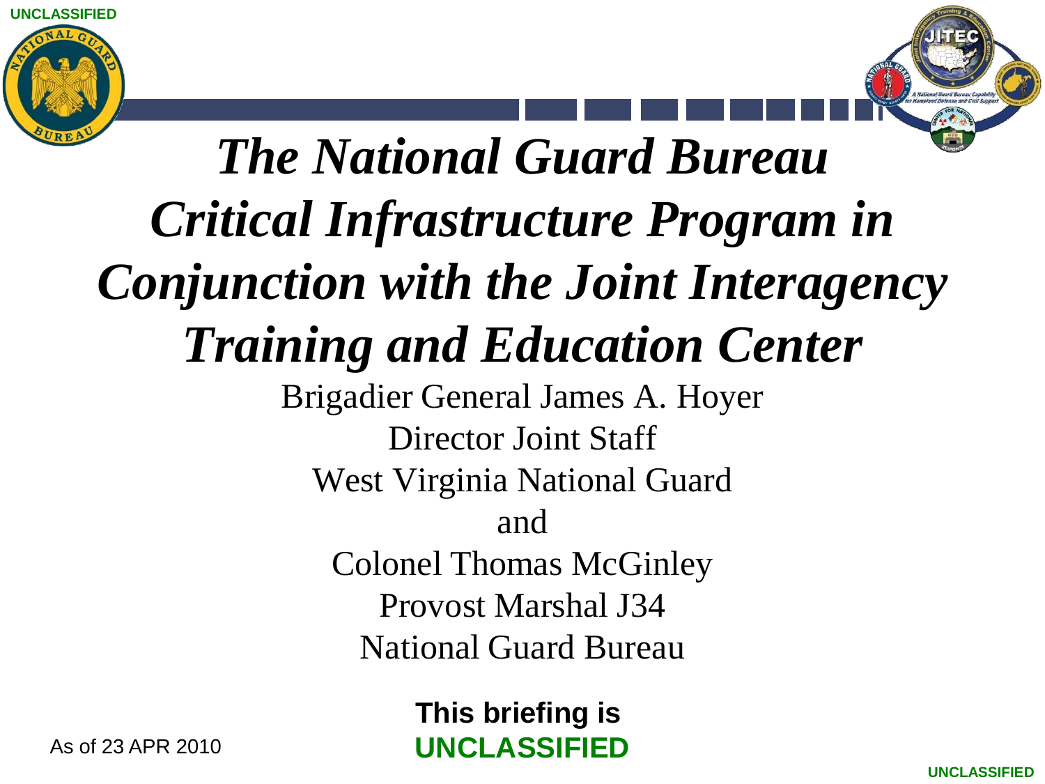UNCLASSIFIED

# *The National Guard Bureau Critical Infrastructure Program in Conjunction with the Joint Interagency Training and Education Center*

Brigadier General James A. Hoyer
Director Joint Staff
West Virginia National Guard
and
Colonel Thomas McGinley
Provost Marshal J34
National Guard Bureau

As of 23 APR 2010

**This briefing is UNCLASSIFIED**

UNCLASSIFIED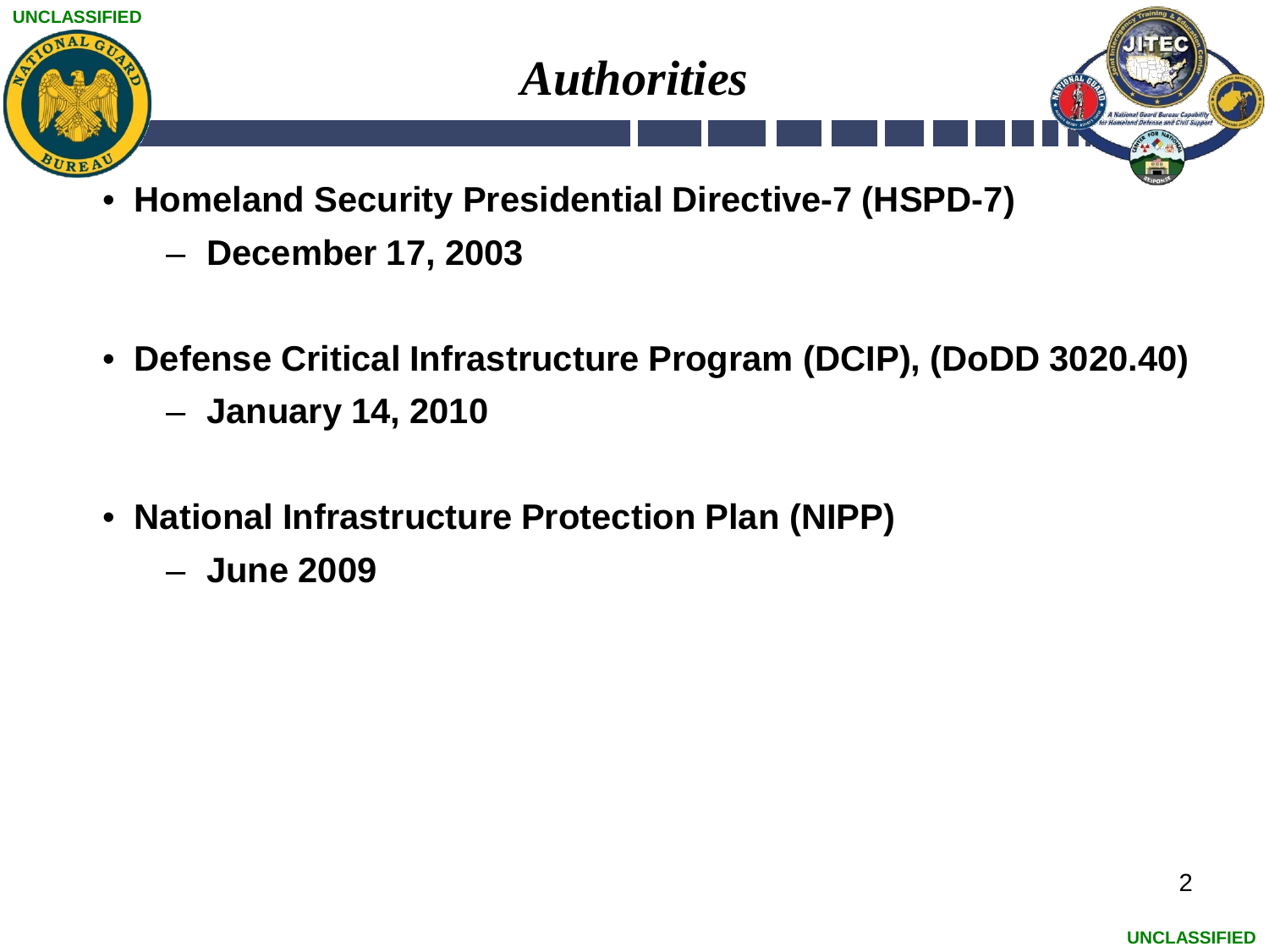# *Authorities*

- **Homeland Security Presidential Directive-7 (HSPD-7)**
  - **December 17, 2003**
- **Defense Critical Infrastructure Program (DCIP), (DoDD 3020.40)**
  - **January 14, 2010**
- **National Infrastructure Protection Plan (NIPP)**
  - **June 2009**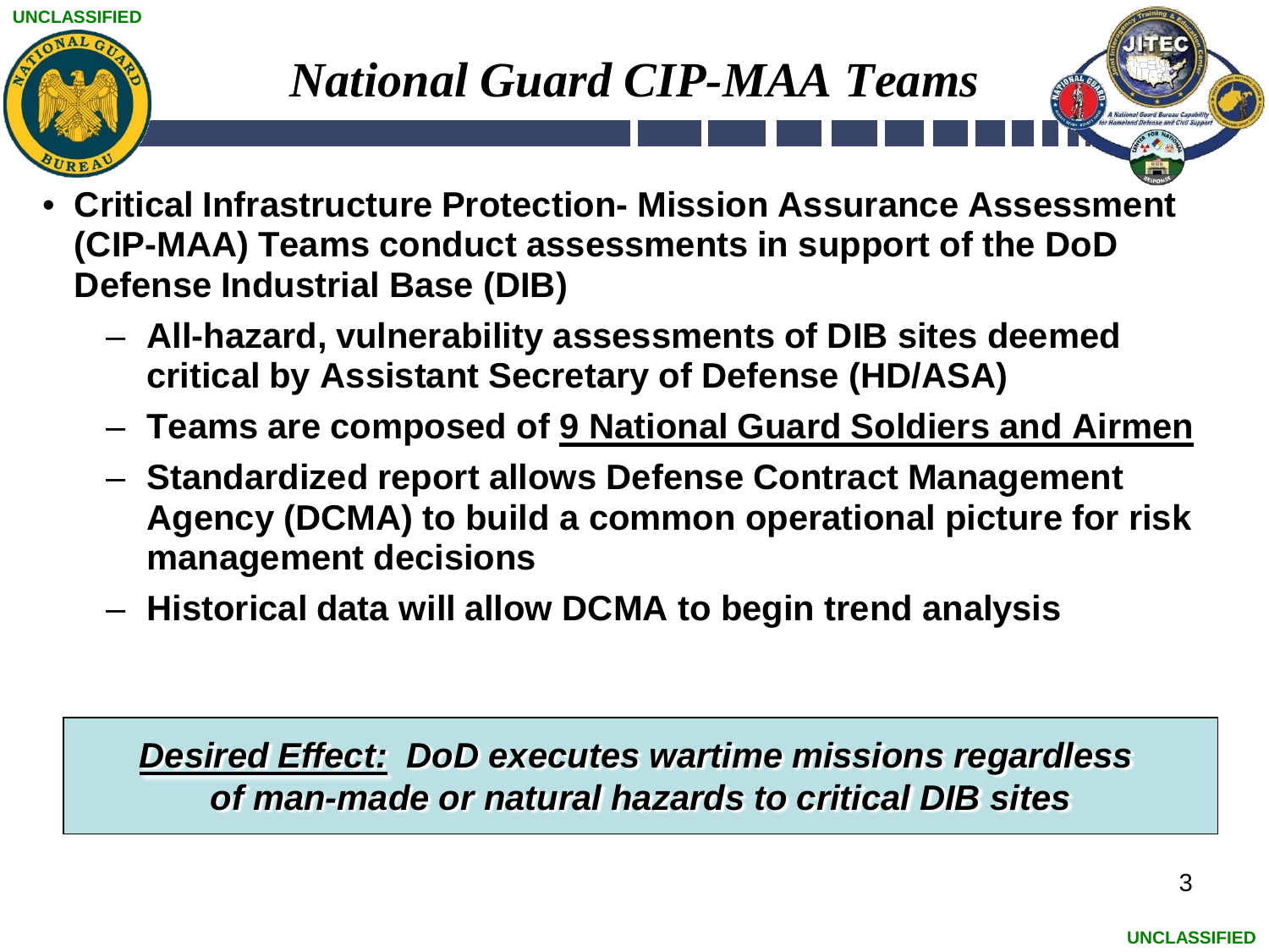# *National Guard CIP-MAA Teams*

- **Critical Infrastructure Protection- Mission Assurance Assessment (CIP-MAA) Teams conduct assessments in support of the DoD Defense Industrial Base (DIB)**
  - **All-hazard, vulnerability assessments of DIB sites deemed critical by Assistant Secretary of Defense (HD/ASA)**
  - **Teams are composed of 9 National Guard Soldiers and Airmen**
  - **Standardized report allows Defense Contract Management Agency (DCMA) to build a common operational picture for risk management decisions**
  - **Historical data will allow DCMA to begin trend analysis**

***Desired Effect:* *DoD executes wartime missions regardless of man-made or natural hazards to critical DIB sites***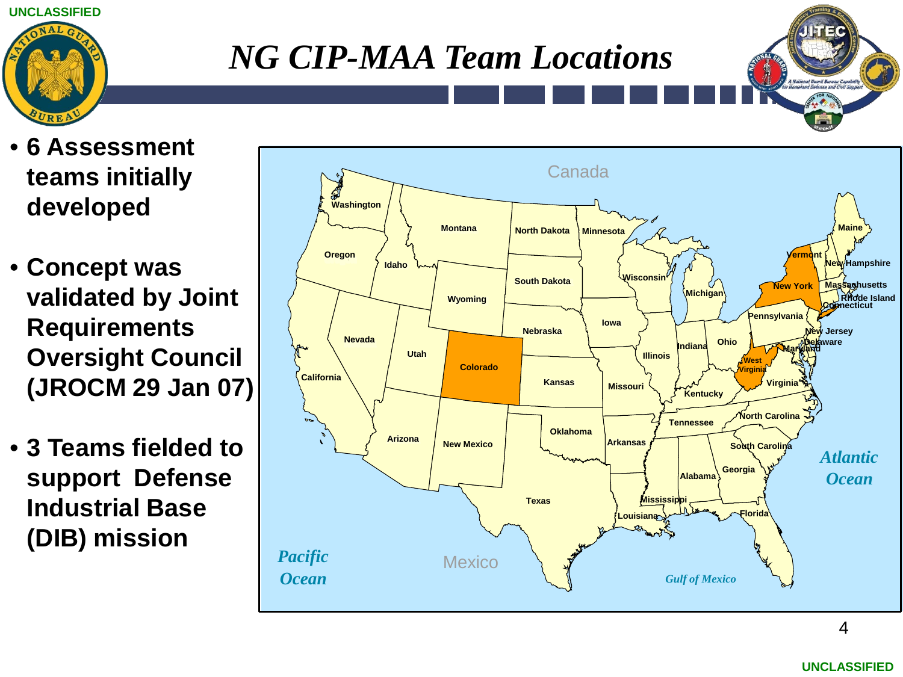# NG CIP-MAA Team Locations

- **6 Assessment teams initially developed**
- **Concept was validated by Joint Requirements Oversight Council (JROCM 29 Jan 07)**
- **3 Teams fielded to support Defense Industrial Base (DIB) mission**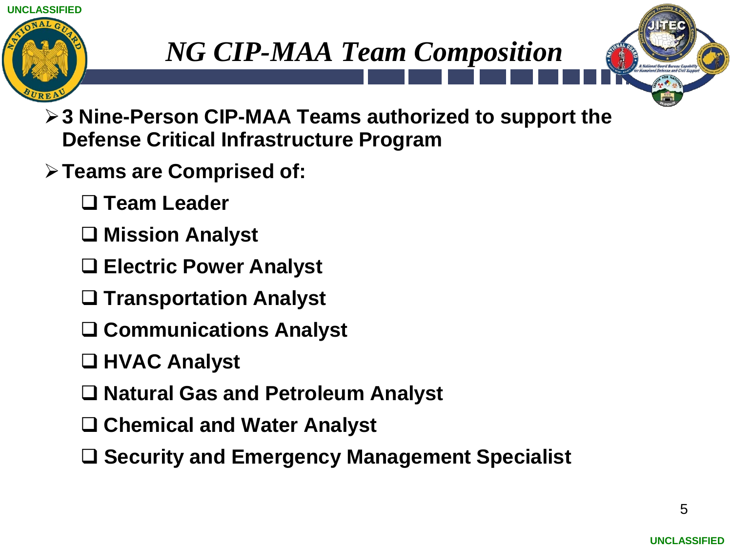# *NG CIP-MAA Team Composition*

- **3 Nine-Person CIP-MAA Teams authorized to support the Defense Critical Infrastructure Program**
- **Teams are Comprised of:**
  - **Team Leader**
  - **Mission Analyst**
  - **Electric Power Analyst**
  - **Transportation Analyst**
  - **Communications Analyst**
  - **HVAC Analyst**
  - **Natural Gas and Petroleum Analyst**
  - **Chemical and Water Analyst**
  - **Security and Emergency Management Specialist**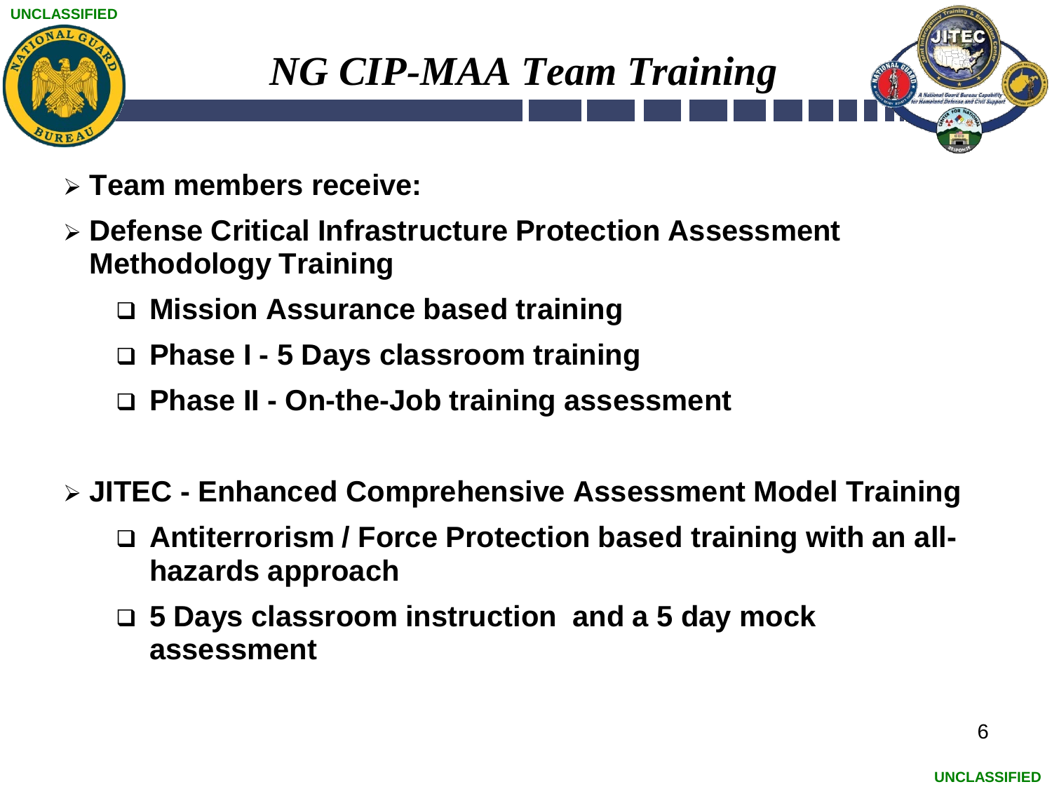# *NG CIP-MAA Team Training*

- **Team members receive:**
- **Defense Critical Infrastructure Protection Assessment Methodology Training**
  - **Mission Assurance based training**
  - **Phase I - 5 Days classroom training**
  - **Phase II - On-the-Job training assessment**

- **JITEC - Enhanced Comprehensive Assessment Model Training**
  - **Antiterrorism / Force Protection based training with an all-hazards approach**
  - **5 Days classroom instruction and a 5 day mock assessment**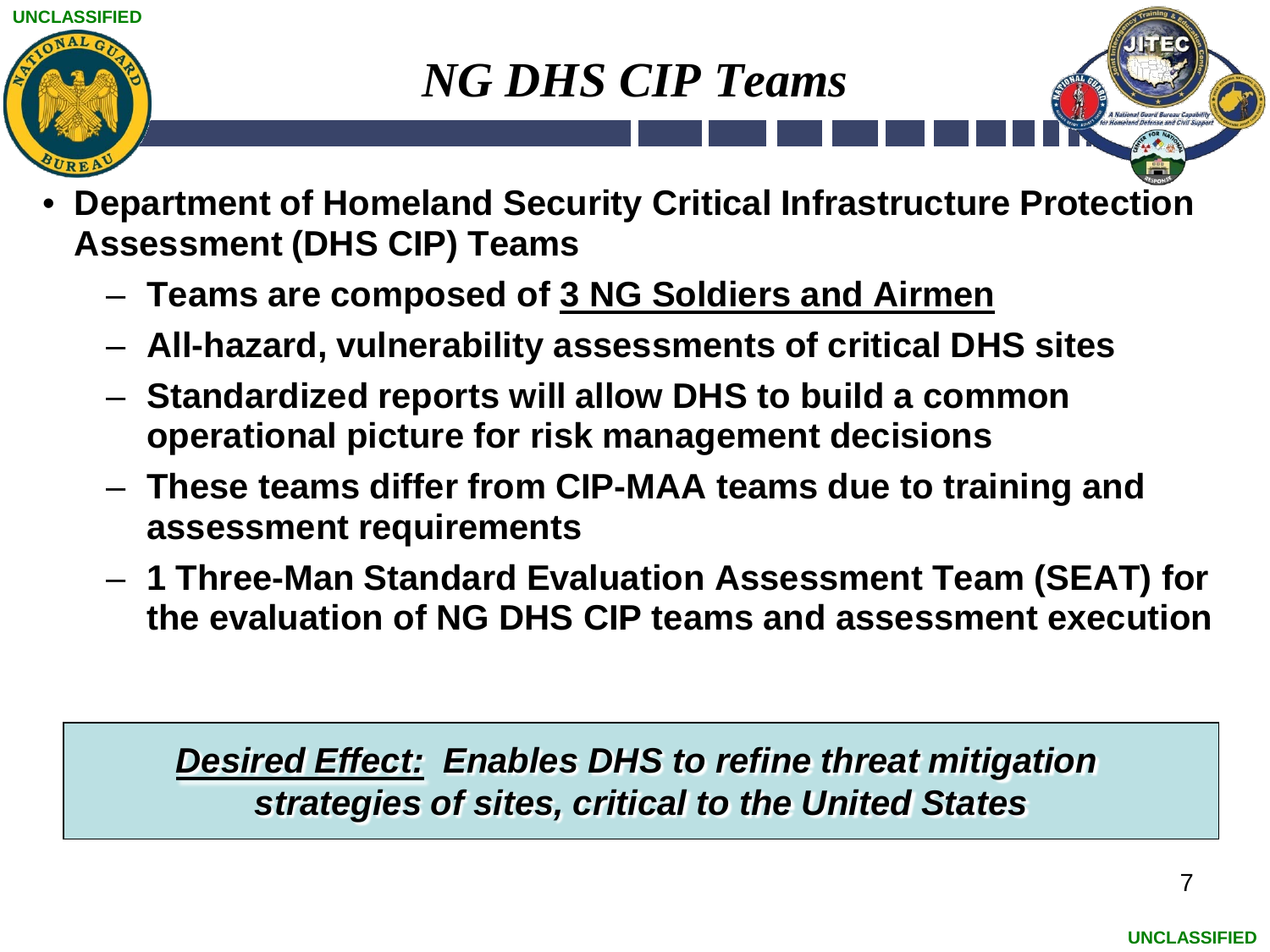UNCLASSIFIED

# *NG DHS CIP Teams*

- **Department of Homeland Security Critical Infrastructure Protection Assessment (DHS CIP) Teams**
  - **Teams are composed of <u>3 NG Soldiers and Airmen</u>**
  - **All-hazard, vulnerability assessments of critical DHS sites**
  - **Standardized reports will allow DHS to build a common operational picture for risk management decisions**
  - **These teams differ from CIP-MAA teams due to training and assessment requirements**
  - **1 Three-Man Standard Evaluation Assessment Team (SEAT) for the evaluation of NG DHS CIP teams and assessment execution**

***<u>Desired Effect:</u> Enables DHS to refine threat mitigation strategies of sites, critical to the United States***

UNCLASSIFIED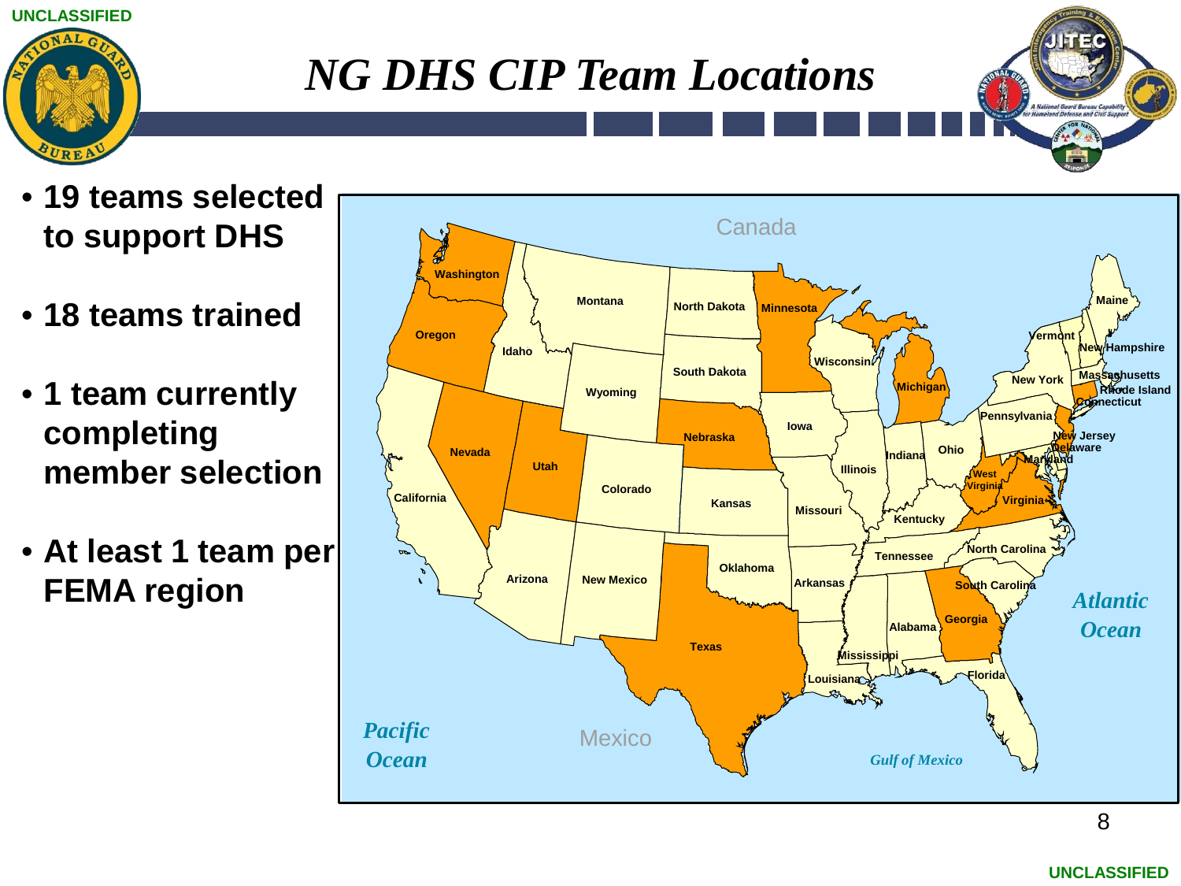# NG DHS CIP Team Locations

- **19 teams selected to support DHS**
- **18 teams trained**
- **1 team currently completing member selection**
- **At least 1 team per FEMA region**

Canada

Washington
Oregon
Idaho
Montana
North Dakota
Minnesota
Wisconsin
Michigan
Maine
Vermont
New Hampshire
Massachusetts
Rhode Island
Connecticut
New York
Pennsylvania
New Jersey
Delaware
Maryland
South Dakota
Wyoming
Nebraska
Iowa
Illinois
Indiana
Ohio
West Virginia
Virginia
Nevada
Utah
Colorado
Kansas
Missouri
Kentucky
California
Tennessee
North Carolina
South Carolina
Arizona
New Mexico
Oklahoma
Arkansas
Alabama
Georgia
Mississippi
Louisiana
Texas
Florida

*Atlantic Ocean*

*Pacific Ocean*

Mexico

*Gulf of Mexico*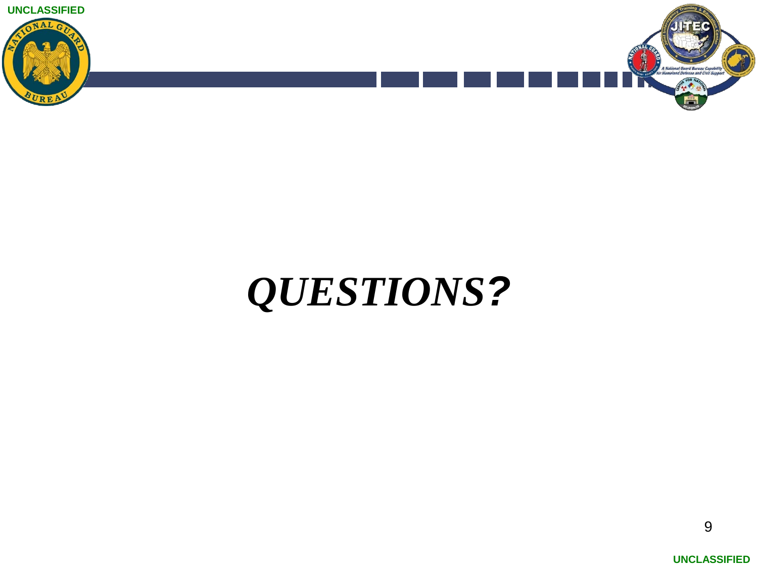UNCLASSIFIED

# *QUESTIONS?*

UNCLASSIFIED